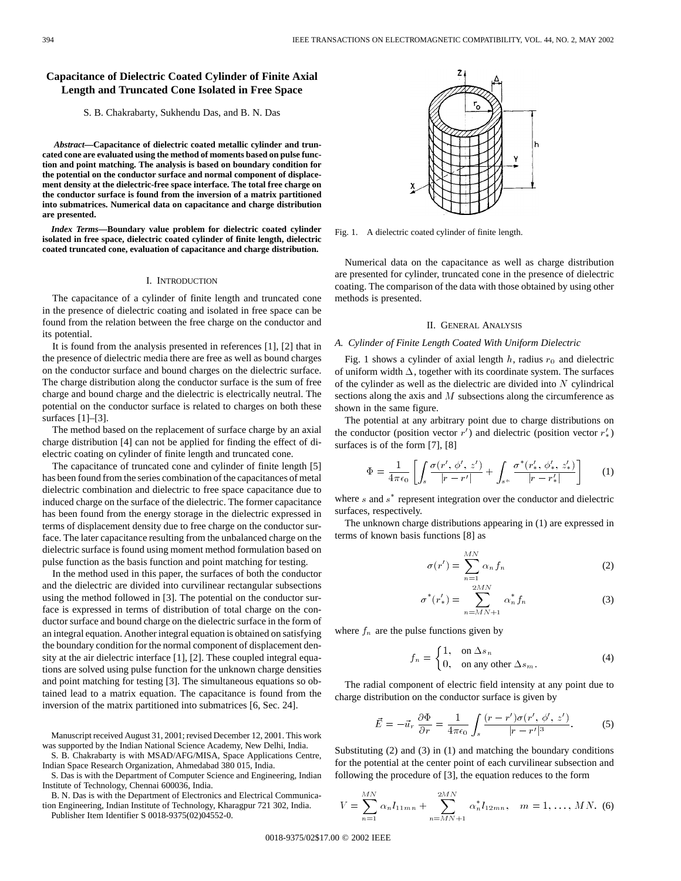# Capacitance of Dielectric Coated Cylinder of Finite Axial Length and Truncated Cone Isolated in Free Space

S. B. Chakrabarty, Sukhendu Das, and B. N. Das

***Abstract*—Capacitance of dielectric coated metallic cylinder and truncated cone are evaluated using the method of moments based on pulse function and point matching. The analysis is based on boundary condition for the potential on the conductor surface and normal component of displacement density at the dielectric-free space interface. The total free charge on the conductor surface is found from the inversion of a matrix partitioned into submatrices. Numerical data on capacitance and charge distribution are presented.**

***Index Terms*—Boundary value problem for dielectric coated cylinder isolated in free space, dielectric coated cylinder of finite length, dielectric coated truncated cone, evaluation of capacitance and charge distribution.**

## I. Introduction

The capacitance of a cylinder of finite length and truncated cone in the presence of dielectric coating and isolated in free space can be found from the relation between the free charge on the conductor and its potential.

It is found from the analysis presented in references [1], [2] that in the presence of dielectric media there are free as well as bound charges on the conductor surface and bound charges on the dielectric surface. The charge distribution along the conductor surface is the sum of free charge and bound charge and the dielectric is electrically neutral. The potential on the conductor surface is related to charges on both these surfaces [1]–[3].

The method based on the replacement of surface charge by an axial charge distribution [4] can not be applied for finding the effect of dielectric coating on cylinder of finite length and truncated cone.

The capacitance of truncated cone and cylinder of finite length [5] has been found from the series combination of the capacitances of metal dielectric combination and dielectric to free space capacitance due to induced charge on the surface of the dielectric. The former capacitance has been found from the energy storage in the dielectric expressed in terms of displacement density due to free charge on the conductor surface. The later capacitance resulting from the unbalanced charge on the dielectric surface is found using moment method formulation based on pulse function as the basis function and point matching for testing.

In the method used in this paper, the surfaces of both the conductor and the dielectric are divided into curvilinear rectangular subsections using the method followed in [3]. The potential on the conductor surface is expressed in terms of distribution of total charge on the conductor surface and bound charge on the dielectric surface in the form of an integral equation. Another integral equation is obtained on satisfying the boundary condition for the normal component of displacement density at the air dielectric interface [1], [2]. These coupled integral equations are solved using pulse function for the unknown charge densities and point matching for testing [3]. The simultaneous equations so obtained lead to a matrix equation. The capacitance is found from the inversion of the matrix partitioned into submatrices [6, Sec. 24].

Manuscript received August 31, 2001; revised December 12, 2001. This work was supported by the Indian National Science Academy, New Delhi, India.

S. B. Chakrabarty is with MSAD/AFG/MISA, Space Applications Centre, Indian Space Research Organization, Ahmedabad 380 015, India.

S. Das is with the Department of Computer Science and Engineering, Indian Institute of Technology, Chennai 600036, India.

B. N. Das is with the Department of Electronics and Electrical Communication Engineering, Indian Institute of Technology, Kharagpur 721 302, India.

Publisher Item Identifier S 0018-9375(02)04552-0.

Fig. 1. A dielectric coated cylinder of finite length.

Numerical data on the capacitance as well as charge distribution are presented for cylinder, truncated cone in the presence of dielectric coating. The comparison of the data with those obtained by using other methods is presented.

## II. General Analysis

### A. Cylinder of Finite Length Coated With Uniform Dielectric

Fig. 1 shows a cylinder of axial length $h$, radius $r_0$ and dielectric of uniform width $\Delta$, together with its coordinate system. The surfaces of the cylinder as well as the dielectric are divided into $N$ cylindrical sections along the axis and $M$ subsections along the circumference as shown in the same figure.

The potential at any arbitrary point due to charge distributions on the conductor (position vector $r'$) and dielectric (position vector $r'_*$) surfaces is of the form [7], [8]

$$\Phi = \frac{1}{4\pi\epsilon_0}\left[\int_s \frac{\sigma(r',\,\phi',\,z')}{|r-r'|} + \int_{s^*} \frac{\sigma^*(r'_*,\,\phi'_*,\,z'_*)}{|r-r'_*|}\right] \tag{1}$$

where $s$ and $s^*$ represent integration over the conductor and dielectric surfaces, respectively.

The unknown charge distributions appearing in (1) are expressed in terms of known basis functions [8] as

$$\sigma(r') = \sum_{n=1}^{MN} \alpha_n f_n \tag{2}$$

$$\sigma^*(r'_*) = \sum_{n=MN+1}^{2MN} \alpha_n^* f_n \tag{3}$$

where $f_n$ are the pulse functions given by

$$f_n = \begin{cases} 1, & \text{on } \Delta s_n \\ 0, & \text{on any other } \Delta s_m. \end{cases} \tag{4}$$

The radial component of electric field intensity at any point due to charge distribution on the conductor surface is given by

$$\vec{E} = -\vec{u}_r \frac{\partial \Phi}{\partial r} = \frac{1}{4\pi\epsilon_0}\int_s \frac{(r-r')\sigma(r',\,\phi',\,z')}{|r-r'|^3}. \tag{5}$$

Substituting (2) and (3) in (1) and matching the boundary conditions for the potential at the center point of each curvilinear subsection and following the procedure of [3], the equation reduces to the form

$$V = \sum_{n=1}^{MN} \alpha_n I_{11mn} + \sum_{n=MN+1}^{2MN} \alpha_n^* I_{12mn}, \quad m = 1, \ldots, MN. \tag{6}$$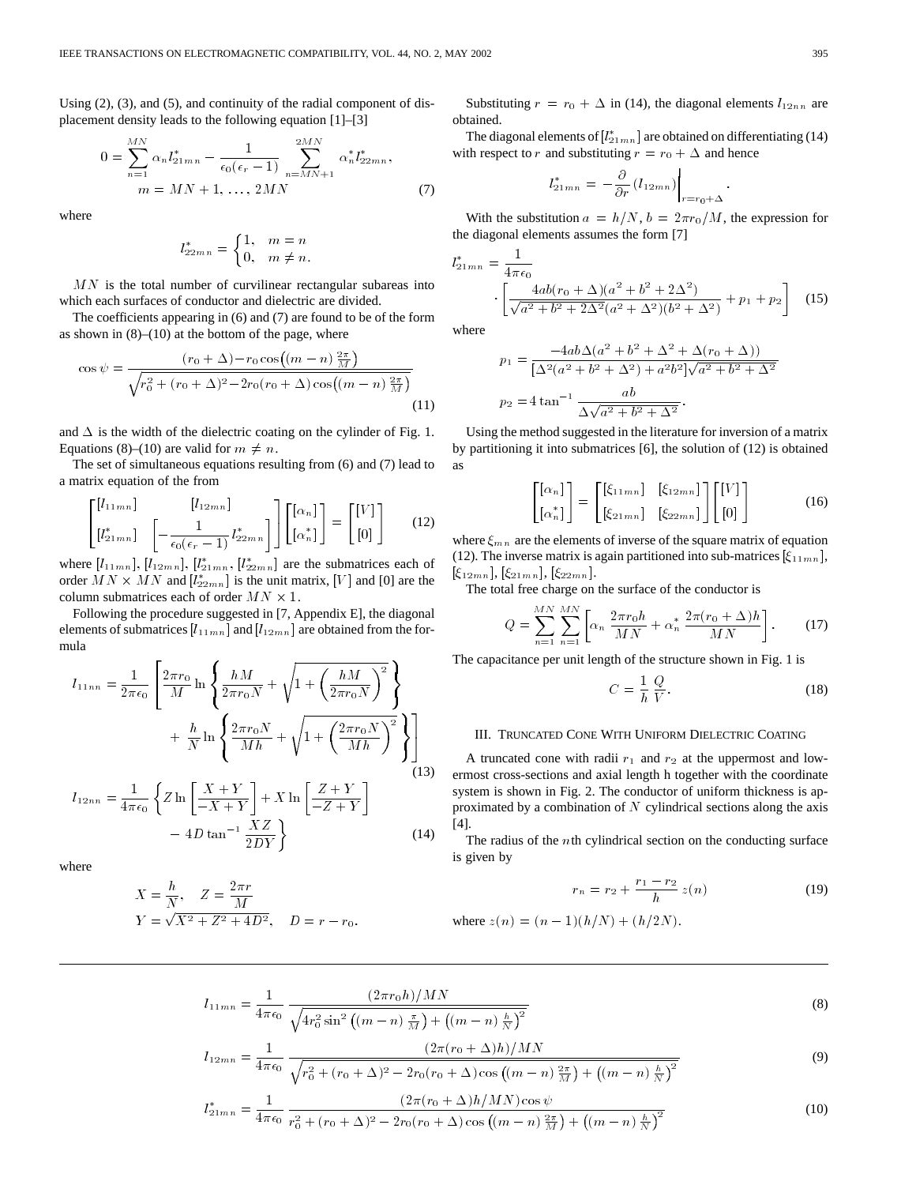Using (2), (3), and (5), and continuity of the radial component of displacement density leads to the following equation [1]–[3]

$$0 = \sum_{n=1}^{MN} \alpha_n l^*_{21mn} - \frac{1}{\epsilon_0(\epsilon_r - 1)} \sum_{n=MN+1}^{2MN} \alpha^*_n l^*_{22mn}, \quad m = MN+1, \ldots, 2MN \tag{7}$$

where

$$l^*_{22mn} = \begin{cases} 1, & m = n \\ 0, & m \neq n. \end{cases}$$

$MN$ is the total number of curvilinear rectangular subareas into which each surfaces of conductor and dielectric are divided.

The coefficients appearing in (6) and (7) are found to be of the form as shown in (8)–(10) at the bottom of the page, where

$$\cos\psi = \frac{(r_0+\Delta) - r_0\cos\left((m-n)\frac{2\pi}{M}\right)}{\sqrt{r_0^2 + (r_0+\Delta)^2 - 2r_0(r_0+\Delta)\cos\left((m-n)\frac{2\pi}{M}\right)}} \tag{11}$$

and $\Delta$ is the width of the dielectric coating on the cylinder of Fig. 1. Equations (8)–(10) are valid for $m \neq n$.

The set of simultaneous equations resulting from (6) and (7) lead to a matrix equation of the from

$$\begin{bmatrix} [l_{11mn}] & [l_{12mn}] \\ [l^*_{21mn}] & \left[-\frac{1}{\epsilon_0(\epsilon_r-1)} l^*_{22mn}\right] \end{bmatrix} \begin{bmatrix} [\alpha_n] \\ [\alpha^*_n] \end{bmatrix} = \begin{bmatrix} [V] \\ [0] \end{bmatrix} \tag{12}$$

where $[l_{11mn}]$, $[l_{12mn}]$, $[l^*_{21mn}]$, $[l^*_{22mn}]$ are the submatrices each of order $MN \times MN$ and $[l^*_{22mn}]$ is the unit matrix, $[V]$ and [0] are the column submatrices each of order $MN \times 1$.

Following the procedure suggested in [7, Appendix E], the diagonal elements of submatrices $[l_{11mn}]$ and $[l_{12mn}]$ are obtained from the formula

$$l_{11nn} = \frac{1}{2\pi\epsilon_0}\left[\frac{2\pi r_0}{M}\ln\left\{\frac{hM}{2\pi r_0 N} + \sqrt{1+\left(\frac{hM}{2\pi r_0 N}\right)^2}\right\} + \frac{h}{N}\ln\left\{\frac{2\pi r_0 N}{Mh} + \sqrt{1+\left(\frac{2\pi r_0 N}{Mh}\right)^2}\right\}\right] \tag{13}$$

$$l_{12nn} = \frac{1}{4\pi\epsilon_0}\left\{Z\ln\left[\frac{X+Y}{-X+Y}\right] + X\ln\left[\frac{Z+Y}{-Z+Y}\right] - 4D\tan^{-1}\frac{XZ}{2DY}\right\} \tag{14}$$

where

$$X = \frac{h}{N}, \quad Z = \frac{2\pi r}{M}$$
$$Y = \sqrt{X^2 + Z^2 + 4D^2}, \quad D = r - r_0.$$

Substituting $r = r_0 + \Delta$ in (14), the diagonal elements $l_{12nn}$ are obtained.

The diagonal elements of $[l^*_{21mn}]$ are obtained on differentiating (14) with respect to $r$ and substituting $r = r_0 + \Delta$ and hence

$$l^*_{21mn} = -\frac{\partial}{\partial r}(l_{12mn})\bigg|_{r=r_0+\Delta}.$$

With the substitution $a = h/N$, $b = 2\pi r_0/M$, the expression for the diagonal elements assumes the form [7]

$$l^*_{21mn} = \frac{1}{4\pi\epsilon_0} \cdot \left[\frac{4ab(r_0+\Delta)(a^2+b^2+2\Delta^2)}{\sqrt{a^2+b^2+2\Delta^2}(a^2+\Delta^2)(b^2+\Delta^2)} + p_1 + p_2\right] \tag{15}$$

where

$$p_1 = \frac{-4ab\Delta(a^2+b^2+\Delta^2+\Delta(r_0+\Delta))}{[\Delta^2(a^2+b^2+\Delta^2)+a^2b^2]\sqrt{a^2+b^2+\Delta^2}}$$

$$p_2 = 4\tan^{-1}\frac{ab}{\Delta\sqrt{a^2+b^2+\Delta^2}}.$$

Using the method suggested in the literature for inversion of a matrix by partitioning it into submatrices [6], the solution of (12) is obtained as

$$\begin{bmatrix} [\alpha_n] \\ [\alpha^*_n] \end{bmatrix} = \begin{bmatrix} [\xi_{11mn}] & [\xi_{12mn}] \\ [\xi_{21mn}] & [\xi_{22mn}] \end{bmatrix} \begin{bmatrix} [V] \\ [0] \end{bmatrix} \tag{16}$$

where $\xi_{mn}$ are the elements of inverse of the square matrix of equation (12). The inverse matrix is again partitioned into sub-matrices $[\xi_{11mn}]$, $[\xi_{12mn}]$, $[\xi_{21mn}]$, $[\xi_{22mn}]$.

The total free charge on the surface of the conductor is

$$Q = \sum_{n=1}^{MN}\sum_{n=1}^{MN}\left[\alpha_n\,\frac{2\pi r_0 h}{MN} + \alpha^*_n\,\frac{2\pi(r_0+\Delta)h}{MN}\right]. \tag{17}$$

The capacitance per unit length of the structure shown in Fig. 1 is

$$C = \frac{1}{h}\,\frac{Q}{V}. \tag{18}$$

## III. Truncated Cone With Uniform Dielectric Coating

A truncated cone with radii $r_1$ and $r_2$ at the uppermost and lowermost cross-sections and axial length h together with the coordinate system is shown in Fig. 2. The conductor of uniform thickness is approximated by a combination of $N$ cylindrical sections along the axis [4].

The radius of the $n$th cylindrical section on the conducting surface is given by

$$r_n = r_2 + \frac{r_1 - r_2}{h}\,z(n) \tag{19}$$

where $z(n) = (n-1)(h/N) + (h/2N)$.

$$l_{11mn} = \frac{1}{4\pi\epsilon_0}\,\frac{(2\pi r_0 h)/MN}{\sqrt{4r_0^2\sin^2\left((m-n)\frac{\pi}{M}\right) + \left((m-n)\frac{h}{N}\right)^2}} \tag{8}$$

$$l_{12mn} = \frac{1}{4\pi\epsilon_0}\,\frac{(2\pi(r_0+\Delta)h)/MN}{\sqrt{r_0^2 + (r_0+\Delta)^2 - 2r_0(r_0+\Delta)\cos\left((m-n)\frac{2\pi}{M}\right) + \left((m-n)\frac{h}{N}\right)^2}} \tag{9}$$

$$l^*_{21mn} = \frac{1}{4\pi\epsilon_0}\,\frac{(2\pi(r_0+\Delta)h/MN)\cos\psi}{r_0^2 + (r_0+\Delta)^2 - 2r_0(r_0+\Delta)\cos\left((m-n)\frac{2\pi}{M}\right) + \left((m-n)\frac{h}{N}\right)^2} \tag{10}$$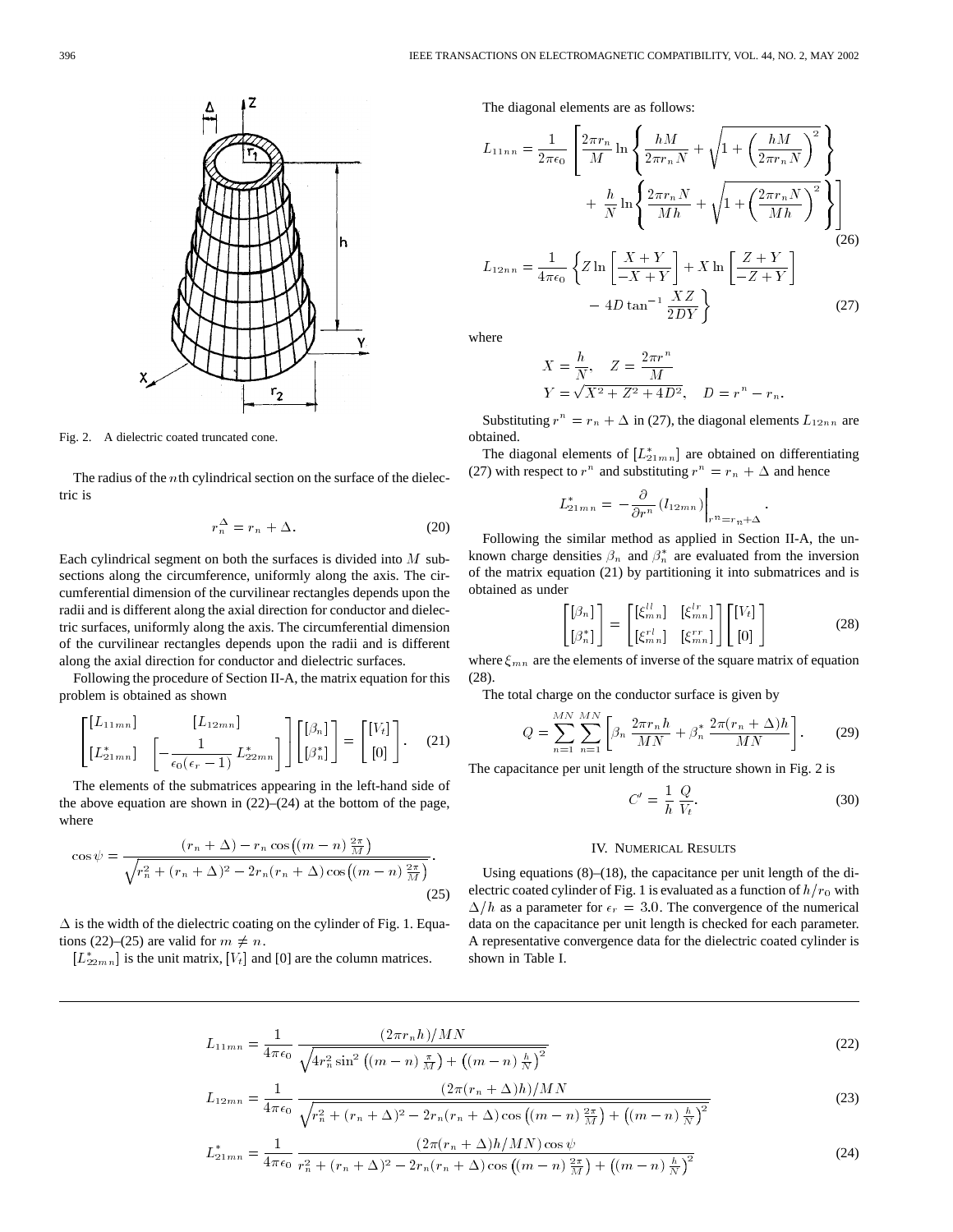Fig. 2. A dielectric coated truncated cone.

The radius of the $n$th cylindrical section on the surface of the dielectric is

$$r_n^{\Delta} = r_n + \Delta. \tag{20}$$

Each cylindrical segment on both the surfaces is divided into $M$ subsections along the circumference, uniformly along the axis. The circumferential dimension of the curvilinear rectangles depends upon the radii and is different along the axial direction for conductor and dielectric surfaces, uniformly along the axis. The circumferential dimension of the curvilinear rectangles depends upon the radii and is different along the axial direction for conductor and dielectric surfaces.

Following the procedure of Section II-A, the matrix equation for this problem is obtained as shown

$$\begin{bmatrix} [L_{11mn}] & [L_{12mn}] \\ [L_{21mn}^*] & \left[-\dfrac{1}{\epsilon_0(\epsilon_r - 1)} L_{22mn}^*\right] \end{bmatrix} \begin{bmatrix} [\beta_n] \\ [\beta_n^*] \end{bmatrix} = \begin{bmatrix} [V_t] \\ [0] \end{bmatrix}. \tag{21}$$

The elements of the submatrices appearing in the left-hand side of the above equation are shown in (22)–(24) at the bottom of the page, where

$$\cos\psi = \frac{(r_n + \Delta) - r_n \cos\left((m-n)\frac{2\pi}{M}\right)}{\sqrt{r_n^2 + (r_n + \Delta)^2 - 2r_n(r_n + \Delta)\cos\left((m-n)\frac{2\pi}{M}\right)}}. \tag{25}$$

$\Delta$ is the width of the dielectric coating on the cylinder of Fig. 1. Equations (22)–(25) are valid for $m \neq n$.

$[L_{22mn}^*]$ is the unit matrix, $[V_t]$ and [0] are the column matrices.

The diagonal elements are as follows:

$$L_{11nn} = \frac{1}{2\pi\epsilon_0}\left[\frac{2\pi r_n}{M}\ln\left\{\frac{hM}{2\pi r_n N} + \sqrt{1 + \left(\frac{hM}{2\pi r_n N}\right)^2}\right\} + \frac{h}{N}\ln\left\{\frac{2\pi r_n N}{Mh} + \sqrt{1 + \left(\frac{2\pi r_n N}{Mh}\right)^2}\right\}\right] \tag{26}$$

$$L_{12nn} = \frac{1}{4\pi\epsilon_0}\left\{Z\ln\left[\frac{X+Y}{-X+Y}\right] + X\ln\left[\frac{Z+Y}{-Z+Y}\right] - 4D\tan^{-1}\frac{XZ}{2DY}\right\} \tag{27}$$

where

$$X = \frac{h}{N}, \quad Z = \frac{2\pi r^n}{M}$$
$$Y = \sqrt{X^2 + Z^2 + 4D^2}, \quad D = r^n - r_n.$$

Substituting $r^n = r_n + \Delta$ in (27), the diagonal elements $L_{12nn}$ are obtained.

The diagonal elements of $[L_{21mn}^*]$ are obtained on differentiating (27) with respect to $r^n$ and substituting $r^n = r_n + \Delta$ and hence

$$L_{21mn}^* = -\frac{\partial}{\partial r^n}(l_{12mn})\bigg|_{r^n = r_n + \Delta}.$$

Following the similar method as applied in Section II-A, the unknown charge densities $\beta_n$ and $\beta_n^*$ are evaluated from the inversion of the matrix equation (21) by partitioning it into submatrices and is obtained as under

$$\begin{bmatrix} [\beta_n] \\ [\beta_n^*] \end{bmatrix} = \begin{bmatrix} [\xi_{mn}^{ll}] & [\xi_{mn}^{lr}] \\ [\xi_{mn}^{rl}] & [\xi_{mn}^{rr}] \end{bmatrix} \begin{bmatrix} [V_t] \\ [0] \end{bmatrix} \tag{28}$$

where $\xi_{mn}$ are the elements of inverse of the square matrix of equation (28).

The total charge on the conductor surface is given by

$$Q = \sum_{n=1}^{MN}\sum_{n=1}^{MN}\left[\beta_n \frac{2\pi r_n h}{MN} + \beta_n^* \frac{2\pi(r_n + \Delta)h}{MN}\right]. \tag{29}$$

The capacitance per unit length of the structure shown in Fig. 2 is

$$C' = \frac{1}{h}\frac{Q}{V_t}. \tag{30}$$

## IV. Numerical Results

Using equations (8)–(18), the capacitance per unit length of the dielectric coated cylinder of Fig. 1 is evaluated as a function of $h/r_0$ with $\Delta/h$ as a parameter for $\epsilon_r = 3.0$. The convergence of the numerical data on the capacitance per unit length is checked for each parameter. A representative convergence data for the dielectric coated cylinder is shown in Table I.

$$L_{11mn} = \frac{1}{4\pi\epsilon_0}\frac{(2\pi r_n h)/MN}{\sqrt{4r_n^2\sin^2\left((m-n)\frac{\pi}{M}\right) + \left((m-n)\frac{h}{N}\right)^2}} \tag{22}$$

$$L_{12mn} = \frac{1}{4\pi\epsilon_0}\frac{(2\pi(r_n + \Delta)h)/MN}{\sqrt{r_n^2 + (r_n + \Delta)^2 - 2r_n(r_n + \Delta)\cos\left((m-n)\frac{2\pi}{M}\right) + \left((m-n)\frac{h}{N}\right)^2}} \tag{23}$$

$$L_{21mn}^* = \frac{1}{4\pi\epsilon_0}\frac{(2\pi(r_n + \Delta)h/MN)\cos\psi}{r_n^2 + (r_n + \Delta)^2 - 2r_n(r_n + \Delta)\cos\left((m-n)\frac{2\pi}{M}\right) + \left((m-n)\frac{h}{N}\right)^2} \tag{24}$$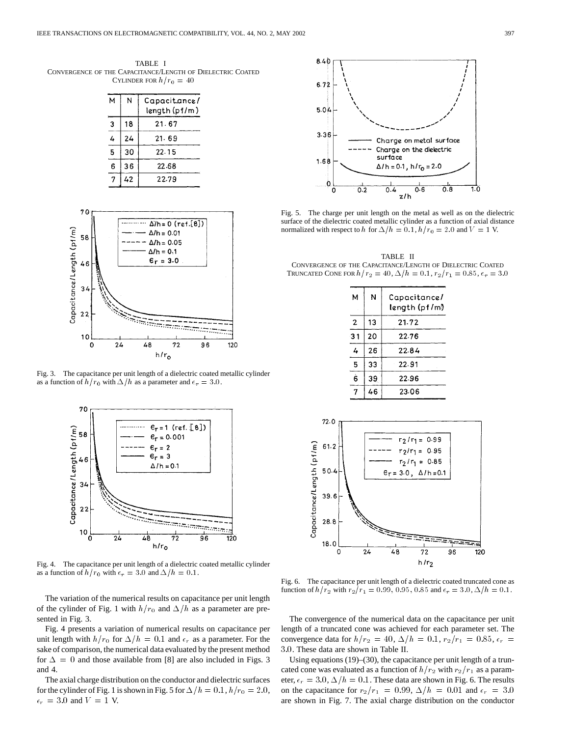TABLE I
CONVERGENCE OF THE CAPACITANCE/LENGTH OF DIELECTRIC COATED CYLINDER FOR $h/r_0 = 40$

| M | N | Capacitance/ length (pf/m) |
|---|---|---|
| 3 | 18 | 21.67 |
| 4 | 24 | 21.69 |
| 5 | 30 | 22.15 |
| 6 | 36 | 22.68 |
| 7 | 42 | 22.79 |

Fig. 3. The capacitance per unit length of a dielectric coated metallic cylinder as a function of $h/r_0$ with $\Delta/h$ as a parameter and $\epsilon_r = 3.0$.

Fig. 4. The capacitance per unit length of a dielectric coated metallic cylinder as a function of $h/r_0$ with $\epsilon_r = 3.0$ and $\Delta/h = 0.1$.

The variation of the numerical results on capacitance per unit length of the cylinder of Fig. 1 with $h/r_0$ and $\Delta/h$ as a parameter are presented in Fig. 3.

Fig. 4 presents a variation of numerical results on capacitance per unit length with $h/r_0$ for $\Delta/h = 0.1$ and $\epsilon_r$ as a parameter. For the sake of comparison, the numerical data evaluated by the present method for $\Delta = 0$ and those available from [8] are also included in Figs. 3 and 4.

The axial charge distribution on the conductor and dielectric surfaces for the cylinder of Fig. 1 is shown in Fig. 5 for $\Delta/h = 0.1$, $h/r_0 = 2.0$, $\epsilon_r = 3.0$ and $V = 1$ V.

Fig. 5. The charge per unit length on the metal as well as on the dielectric surface of the dielectric coated metallic cylinder as a function of axial distance normalized with respect to $h$ for $\Delta/h = 0.1$, $h/r_0 = 2.0$ and $V = 1$ V.

TABLE II
CONVERGENCE OF THE CAPACITANCE/LENGTH OF DIELECTRIC COATED TRUNCATED CONE FOR $h/r_2 = 40$, $\Delta/h = 0.1$, $r_2/r_1 = 0.85$, $\epsilon_r = 3.0$

| M | N | Capacitance/ length (pf/m) |
|---|---|---|
| 2 | 13 | 21.72 |
| 31 | 20 | 22.76 |
| 4 | 26 | 22.84 |
| 5 | 33 | 22.91 |
| 6 | 39 | 22.96 |
| 7 | 46 | 23.06 |

Fig. 6. The capacitance per unit length of a dielectric coated truncated cone as function of $h/r_2$ with $r_2/r_1 = 0.99$, 0.95, 0.85 and $\epsilon_r = 3.0$, $\Delta/h = 0.1$.

The convergence of the numerical data on the capacitance per unit length of a truncated cone was achieved for each parameter set. The convergence data for $h/r_2 = 40$, $\Delta/h = 0.1$, $r_2/r_1 = 0.85$, $\epsilon_r = 3.0$. These data are shown in Table II.

Using equations (19)–(30), the capacitance per unit length of a truncated cone was evaluated as a function of $h/r_2$ with $r_2/r_1$ as a parameter, $\epsilon_r = 3.0$, $\Delta/h = 0.1$. These data are shown in Fig. 6. The results on the capacitance for $r_2/r_1 = 0.99$, $\Delta/h = 0.01$ and $\epsilon_r = 3.0$ are shown in Fig. 7. The axial charge distribution on the conductor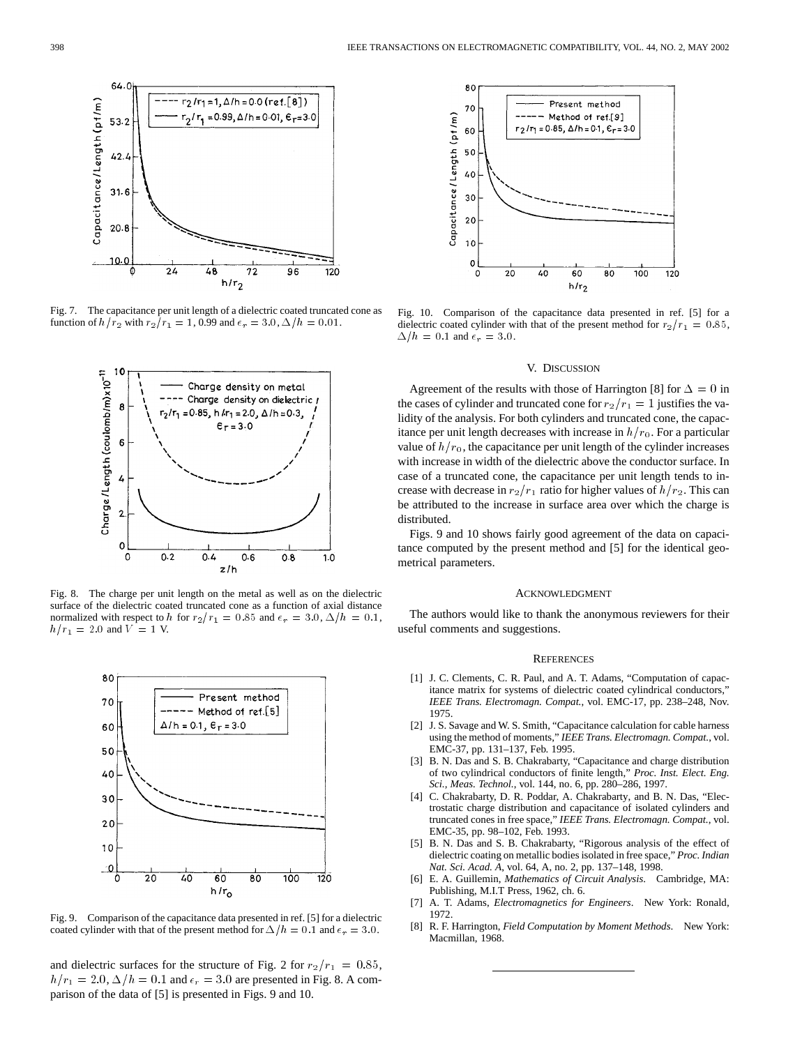64.0
53.2
42.4
31.6
20.8
10.0
Capacitance/Length (pf/m)
$r_2/r_1 = 1, \Delta/h = 0.0$ (ref.[8])
$r_2/r_1 = 0.99, \Delta/h = 0.01, \epsilon_r = 3.0$
0 24 48 72 96 120
$h/r_2$

Fig. 7. The capacitance per unit length of a dielectric coated truncated cone as function of $h/r_2$ with $r_2/r_1 = 1$, 0.99 and $\epsilon_r = 3.0, \Delta/h = 0.01$.

Charge/Length (coulomb/m)x$10^{-11}$
10
8
6
4
2
0
Charge density on metal
Charge density on dielectric
$r_2/r_1 = 0.85$, $h/r_1 = 2.0$, $\Delta/h = 0.3$, $\epsilon_r = 3.0$
0 0.2 0.4 0.6 0.8 1.0
$z/h$

Fig. 8. The charge per unit length on the metal as well as on the dielectric surface of the dielectric coated truncated cone as a function of axial distance normalized with respect to $h$ for $r_2/r_1 = 0.85$ and $\epsilon_r = 3.0, \Delta/h = 0.1$, $h/r_1 = 2.0$ and $V = 1$ V.

80
70
60
50
40
30
20
10
0
Present method
Method of ref.[5]
$\Delta/h = 0.1$, $\epsilon_r = 3.0$
0 20 40 60 80 100 120
$h/r_o$

Fig. 9. Comparison of the capacitance data presented in ref. [5] for a dielectric coated cylinder with that of the present method for $\Delta/h = 0.1$ and $\epsilon_r = 3.0$.

and dielectric surfaces for the structure of Fig. 2 for $r_2/r_1 = 0.85$, $h/r_1 = 2.0, \Delta/h = 0.1$ and $\epsilon_r = 3.0$ are presented in Fig. 8. A comparison of the data of [5] is presented in Figs. 9 and 10.

80
70
60
50
40
30
20
10
0
Capacitance/Length (pf/m)
Present method
Method of ref.[9]
$r_2/r_1 = 0.85$, $\Delta/h = 0.1$, $\epsilon_r = 3.0$
0 20 40 60 80 100 120
$h/r_2$

Fig. 10. Comparison of the capacitance data presented in ref. [5] for a dielectric coated cylinder with that of the present method for $r_2/r_1 = 0.85$, $\Delta/h = 0.1$ and $\epsilon_r = 3.0$.

## V. Discussion

Agreement of the results with those of Harrington [8] for $\Delta = 0$ in the cases of cylinder and truncated cone for $r_2/r_1 = 1$ justifies the validity of the analysis. For both cylinders and truncated cone, the capacitance per unit length decreases with increase in $h/r_0$. For a particular value of $h/r_0$, the capacitance per unit length of the cylinder increases with increase in width of the dielectric above the conductor surface. In case of a truncated cone, the capacitance per unit length tends to increase with decrease in $r_2/r_1$ ratio for higher values of $h/r_2$. This can be attributed to the increase in surface area over which the charge is distributed.

Figs. 9 and 10 shows fairly good agreement of the data on capacitance computed by the present method and [5] for the identical geometrical parameters.

## Acknowledgment

The authors would like to thank the anonymous reviewers for their useful comments and suggestions.

## References

[1] J. C. Clements, C. R. Paul, and A. T. Adams, "Computation of capacitance matrix for systems of dielectric coated cylindrical conductors," *IEEE Trans. Electromagn. Compat.*, vol. EMC-17, pp. 238–248, Nov. 1975.

[2] J. S. Savage and W. S. Smith, "Capacitance calculation for cable harness using the method of moments," *IEEE Trans. Electromagn. Compat.*, vol. EMC-37, pp. 131–137, Feb. 1995.

[3] B. N. Das and S. B. Chakrabarty, "Capacitance and charge distribution of two cylindrical conductors of finite length," *Proc. Inst. Elect. Eng. Sci., Meas. Technol.*, vol. 144, no. 6, pp. 280–286, 1997.

[4] C. Chakrabarty, D. R. Poddar, A. Chakrabarty, and B. N. Das, "Electrostatic charge distribution and capacitance of isolated cylinders and truncated cones in free space," *IEEE Trans. Electromagn. Compat.*, vol. EMC-35, pp. 98–102, Feb. 1993.

[5] B. N. Das and S. B. Chakrabarty, "Rigorous analysis of the effect of dielectric coating on metallic bodies isolated in free space," *Proc. Indian Nat. Sci. Acad. A*, vol. 64, A, no. 2, pp. 137–148, 1998.

[6] E. A. Guillemin, *Mathematics of Circuit Analysis*. Cambridge, MA: Publishing, M.I.T Press, 1962, ch. 6.

[7] A. T. Adams, *Electromagnetics for Engineers*. New York: Ronald, 1972.

[8] R. F. Harrington, *Field Computation by Moment Methods*. New York: Macmillan, 1968.